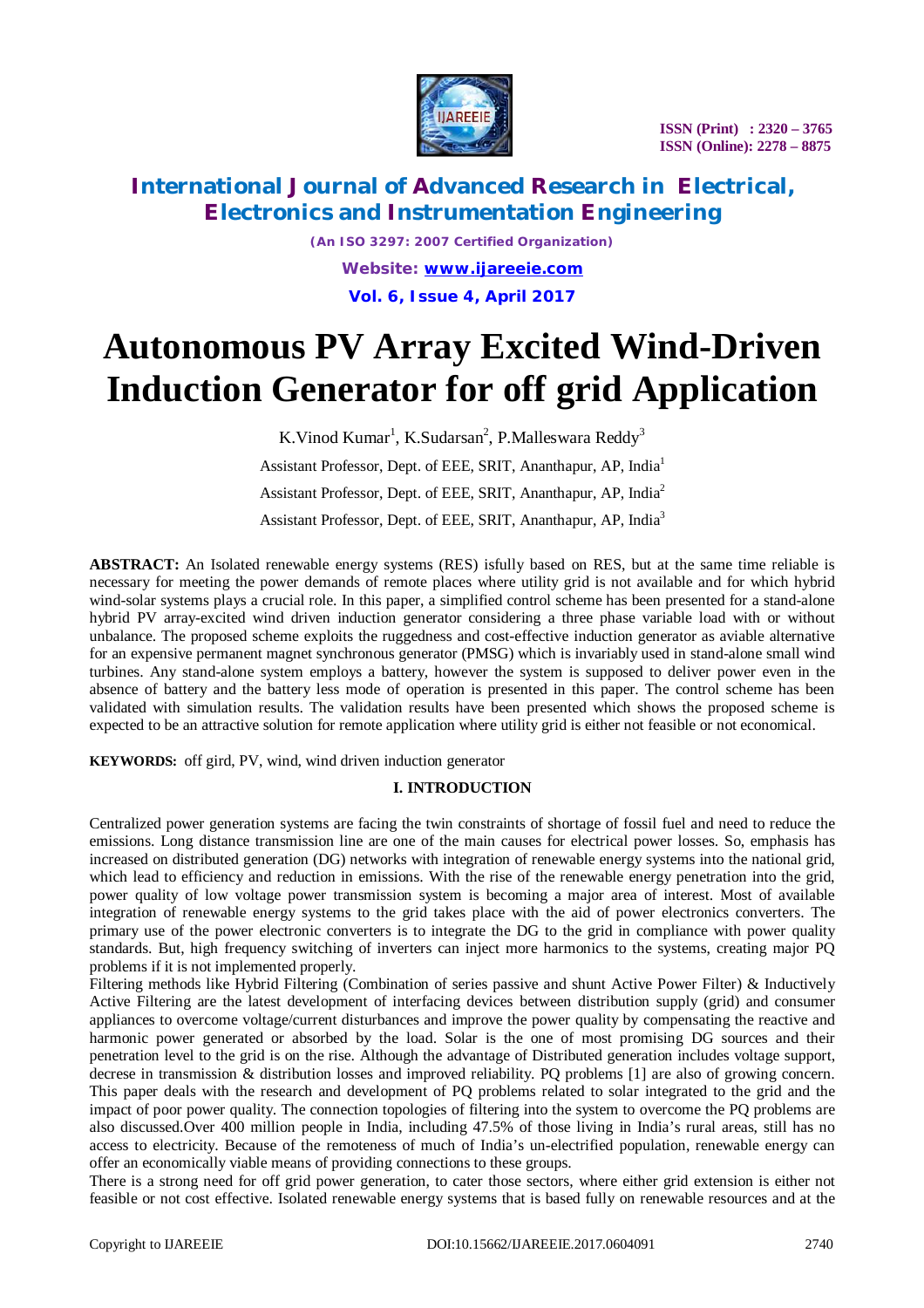# Autonomous PV Array Excited Wind-Driven Induction Generator for off grid Application

K.Vinod Kumar[1], K.Sudarsan[2], P.Malleswara Reddy[3]

Assistant Professor, Dept. of EEE, SRIT, Ananthapur, AP, India[1]

Assistant Professor, Dept. of EEE, SRIT, Ananthapur, AP, India[2]

Assistant Professor, Dept. of EEE, SRIT, Ananthapur, AP, India[3]

**ABSTRACT:** An Isolated renewable energy systems (RES) isfully based on RES, but at the same time reliable is necessary for meeting the power demands of remote places where utility grid is not available and for which hybrid wind-solar systems plays a crucial role. In this paper, a simplified control scheme has been presented for a stand-alone hybrid PV array-excited wind driven induction generator considering a three phase variable load with or without unbalance. The proposed scheme exploits the ruggedness and cost-effective induction generator as aviable alternative for an expensive permanent magnet synchronous generator (PMSG) which is invariably used in stand-alone small wind turbines. Any stand-alone system employs a battery, however the system is supposed to deliver power even in the absence of battery and the battery less mode of operation is presented in this paper. The control scheme has been validated with simulation results. The validation results have been presented which shows the proposed scheme is expected to be an attractive solution for remote application where utility grid is either not feasible or not economical.

**KEYWORDS:** off gird, PV, wind, wind driven induction generator

## I. INTRODUCTION

Centralized power generation systems are facing the twin constraints of shortage of fossil fuel and need to reduce the emissions. Long distance transmission line are one of the main causes for electrical power losses. So, emphasis has increased on distributed generation (DG) networks with integration of renewable energy systems into the national grid, which lead to efficiency and reduction in emissions. With the rise of the renewable energy penetration into the grid, power quality of low voltage power transmission system is becoming a major area of interest. Most of available integration of renewable energy systems to the grid takes place with the aid of power electronics converters. The primary use of the power electronic converters is to integrate the DG to the grid in compliance with power quality standards. But, high frequency switching of inverters can inject more harmonics to the systems, creating major PQ problems if it is not implemented properly.

Filtering methods like Hybrid Filtering (Combination of series passive and shunt Active Power Filter) & Inductively Active Filtering are the latest development of interfacing devices between distribution supply (grid) and consumer appliances to overcome voltage/current disturbances and improve the power quality by compensating the reactive and harmonic power generated or absorbed by the load. Solar is the one of most promising DG sources and their penetration level to the grid is on the rise. Although the advantage of Distributed generation includes voltage support, decrese in transmission & distribution losses and improved reliability. PQ problems [1] are also of growing concern. This paper deals with the research and development of PQ problems related to solar integrated to the grid and the impact of poor power quality. The connection topologies of filtering into the system to overcome the PQ problems are also discussed.Over 400 million people in India, including 47.5% of those living in India's rural areas, still has no access to electricity. Because of the remoteness of much of India's un-electrified population, renewable energy can offer an economically viable means of providing connections to these groups.

There is a strong need for off grid power generation, to cater those sectors, where either grid extension is either not feasible or not cost effective. Isolated renewable energy systems that is based fully on renewable resources and at the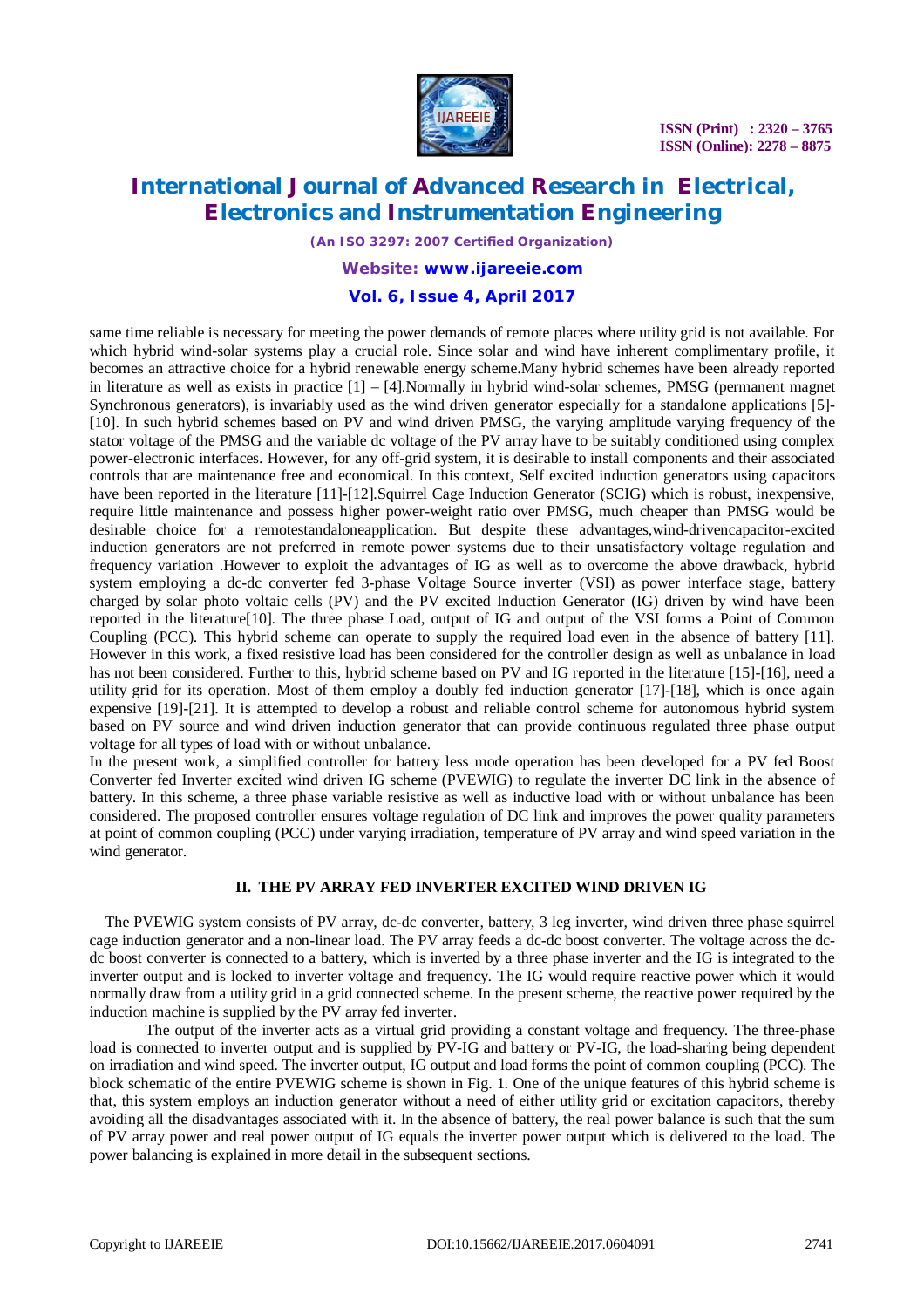same time reliable is necessary for meeting the power demands of remote places where utility grid is not available. For which hybrid wind-solar systems play a crucial role. Since solar and wind have inherent complimentary profile, it becomes an attractive choice for a hybrid renewable energy scheme.Many hybrid schemes have been already reported in literature as well as exists in practice [1] – [4].Normally in hybrid wind-solar schemes, PMSG (permanent magnet Synchronous generators), is invariably used as the wind driven generator especially for a standalone applications [5]-[10]. In such hybrid schemes based on PV and wind driven PMSG, the varying amplitude varying frequency of the stator voltage of the PMSG and the variable dc voltage of the PV array have to be suitably conditioned using complex power-electronic interfaces. However, for any off-grid system, it is desirable to install components and their associated controls that are maintenance free and economical. In this context, Self excited induction generators using capacitors have been reported in the literature [11]-[12].Squirrel Cage Induction Generator (SCIG) which is robust, inexpensive, require little maintenance and possess higher power-weight ratio over PMSG, much cheaper than PMSG would be desirable choice for a remotestandaloneapplication. But despite these advantages,wind-drivencapacitor-excited induction generators are not preferred in remote power systems due to their unsatisfactory voltage regulation and frequency variation .However to exploit the advantages of IG as well as to overcome the above drawback, hybrid system employing a dc-dc converter fed 3-phase Voltage Source inverter (VSI) as power interface stage, battery charged by solar photo voltaic cells (PV) and the PV excited Induction Generator (IG) driven by wind have been reported in the literature[10]. The three phase Load, output of IG and output of the VSI forms a Point of Common Coupling (PCC). This hybrid scheme can operate to supply the required load even in the absence of battery [11]. However in this work, a fixed resistive load has been considered for the controller design as well as unbalance in load has not been considered. Further to this, hybrid scheme based on PV and IG reported in the literature [15]-[16], need a utility grid for its operation. Most of them employ a doubly fed induction generator [17]-[18], which is once again expensive [19]-[21]. It is attempted to develop a robust and reliable control scheme for autonomous hybrid system based on PV source and wind driven induction generator that can provide continuous regulated three phase output voltage for all types of load with or without unbalance.

In the present work, a simplified controller for battery less mode operation has been developed for a PV fed Boost Converter fed Inverter excited wind driven IG scheme (PVEWIG) to regulate the inverter DC link in the absence of battery. In this scheme, a three phase variable resistive as well as inductive load with or without unbalance has been considered. The proposed controller ensures voltage regulation of DC link and improves the power quality parameters at point of common coupling (PCC) under varying irradiation, temperature of PV array and wind speed variation in the wind generator.

## II. THE PV ARRAY FED INVERTER EXCITED WIND DRIVEN IG

The PVEWIG system consists of PV array, dc-dc converter, battery, 3 leg inverter, wind driven three phase squirrel cage induction generator and a non-linear load. The PV array feeds a dc-dc boost converter. The voltage across the dc-dc boost converter is connected to a battery, which is inverted by a three phase inverter and the IG is integrated to the inverter output and is locked to inverter voltage and frequency. The IG would require reactive power which it would normally draw from a utility grid in a grid connected scheme. In the present scheme, the reactive power required by the induction machine is supplied by the PV array fed inverter.

The output of the inverter acts as a virtual grid providing a constant voltage and frequency. The three-phase load is connected to inverter output and is supplied by PV-IG and battery or PV-IG, the load-sharing being dependent on irradiation and wind speed. The inverter output, IG output and load forms the point of common coupling (PCC). The block schematic of the entire PVEWIG scheme is shown in Fig. 1. One of the unique features of this hybrid scheme is that, this system employs an induction generator without a need of either utility grid or excitation capacitors, thereby avoiding all the disadvantages associated with it. In the absence of battery, the real power balance is such that the sum of PV array power and real power output of IG equals the inverter power output which is delivered to the load. The power balancing is explained in more detail in the subsequent sections.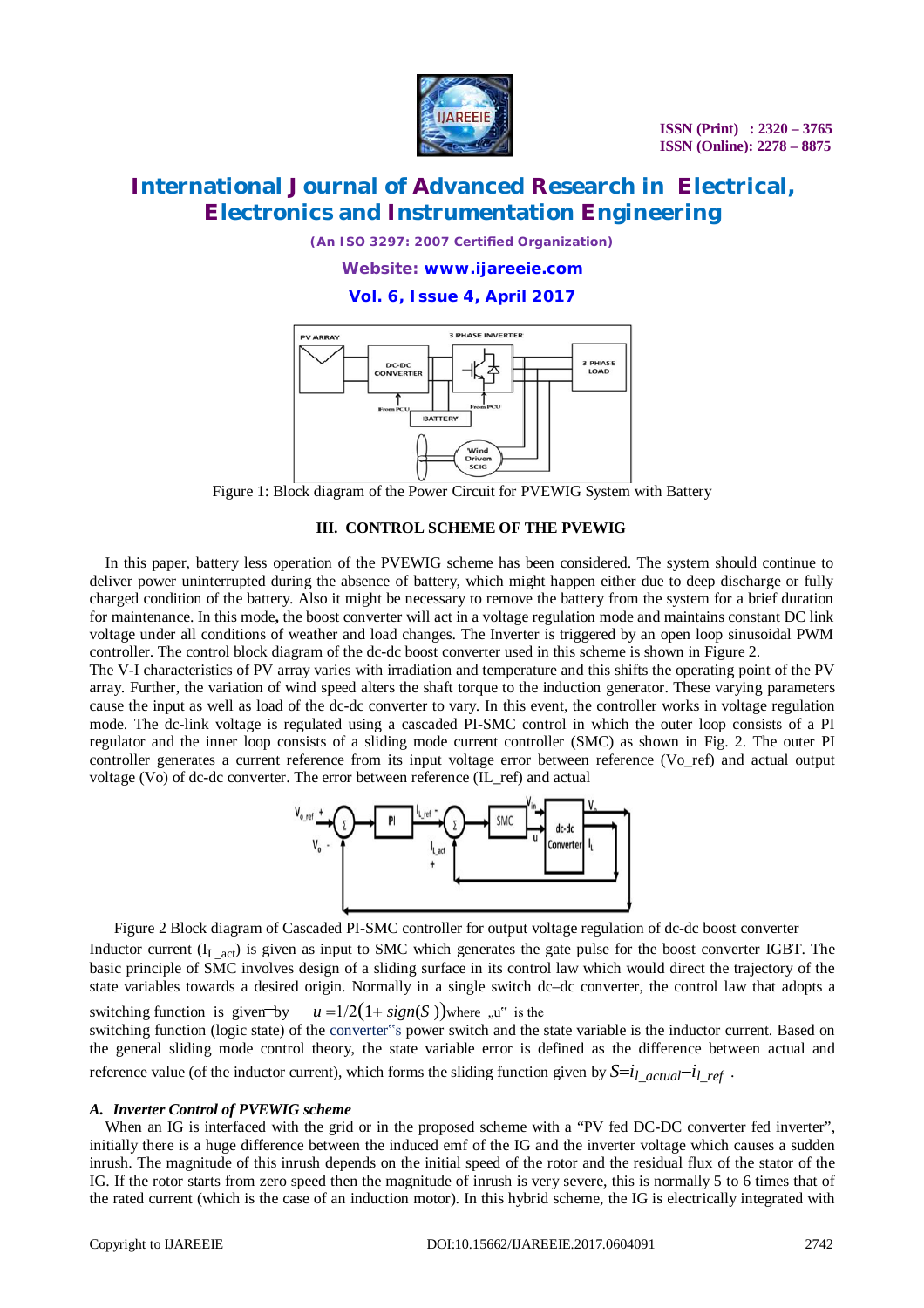Figure 1: Block diagram of the Power Circuit for PVEWIG System with Battery

### III. CONTROL SCHEME OF THE PVEWIG

In this paper, battery less operation of the PVEWIG scheme has been considered. The system should continue to deliver power uninterrupted during the absence of battery, which might happen either due to deep discharge or fully charged condition of the battery. Also it might be necessary to remove the battery from the system for a brief duration for maintenance. In this mode**,** the boost converter will act in a voltage regulation mode and maintains constant DC link voltage under all conditions of weather and load changes. The Inverter is triggered by an open loop sinusoidal PWM controller. The control block diagram of the dc-dc boost converter used in this scheme is shown in Figure 2.

The V-I characteristics of PV array varies with irradiation and temperature and this shifts the operating point of the PV array. Further, the variation of wind speed alters the shaft torque to the induction generator. These varying parameters cause the input as well as load of the dc-dc converter to vary. In this event, the controller works in voltage regulation mode. The dc-link voltage is regulated using a cascaded PI-SMC control in which the outer loop consists of a PI regulator and the inner loop consists of a sliding mode current controller (SMC) as shown in Fig. 2. The outer PI controller generates a current reference from its input voltage error between reference (Vo_ref) and actual output voltage (Vo) of dc-dc converter. The error between reference (IL_ref) and actual

Figure 2 Block diagram of Cascaded PI-SMC controller for output voltage regulation of dc-dc boost converter

Inductor current ($I_{L\_act}$) is given as input to SMC which generates the gate pulse for the boost converter IGBT. The basic principle of SMC involves design of a sliding surface in its control law which would direct the trajectory of the state variables towards a desired origin. Normally in a single switch dc–dc converter, the control law that adopts a switching function is given by $u = 1/2\left(1 + sign(S)\right)$ where „u" is the switching function (logic state) of the converter"s power switch and the state variable is the inductor current. Based on the general sliding mode control theory, the state variable error is defined as the difference between actual and reference value (of the inductor current), which forms the sliding function given by $S = i_{l\_actual} - i_{l\_ref}$.

#### *A. Inverter Control of PVEWIG scheme*

When an IG is interfaced with the grid or in the proposed scheme with a "PV fed DC-DC converter fed inverter", initially there is a huge difference between the induced emf of the IG and the inverter voltage which causes a sudden inrush. The magnitude of this inrush depends on the initial speed of the rotor and the residual flux of the stator of the IG. If the rotor starts from zero speed then the magnitude of inrush is very severe, this is normally 5 to 6 times that of the rated current (which is the case of an induction motor). In this hybrid scheme, the IG is electrically integrated with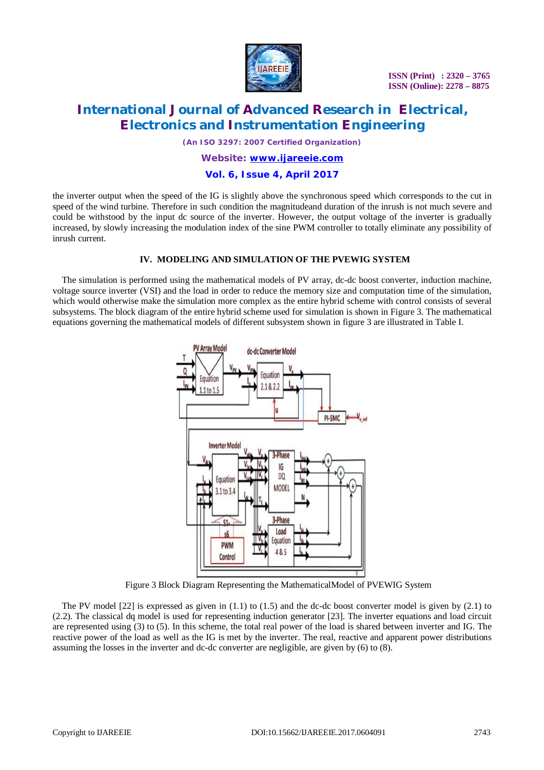the inverter output when the speed of the IG is slightly above the synchronous speed which corresponds to the cut in speed of the wind turbine. Therefore in such condition the magnitudeand duration of the inrush is not much severe and could be withstood by the input dc source of the inverter. However, the output voltage of the inverter is gradually increased, by slowly increasing the modulation index of the sine PWM controller to totally eliminate any possibility of inrush current.

## IV. MODELING AND SIMULATION OF THE PVEWIG SYSTEM

The simulation is performed using the mathematical models of PV array, dc-dc boost converter, induction machine, voltage source inverter (VSI) and the load in order to reduce the memory size and computation time of the simulation, which would otherwise make the simulation more complex as the entire hybrid scheme with control consists of several subsystems. The block diagram of the entire hybrid scheme used for simulation is shown in Figure 3. The mathematical equations governing the mathematical models of different subsystem shown in figure 3 are illustrated in Table I.

Figure 3 Block Diagram Representing the MathematicalModel of PVEWIG System

The PV model [22] is expressed as given in (1.1) to (1.5) and the dc-dc boost converter model is given by (2.1) to (2.2). The classical dq model is used for representing induction generator [23]. The inverter equations and load circuit are represented using (3) to (5). In this scheme, the total real power of the load is shared between inverter and IG. The reactive power of the load as well as the IG is met by the inverter. The real, reactive and apparent power distributions assuming the losses in the inverter and dc-dc converter are negligible, are given by (6) to (8).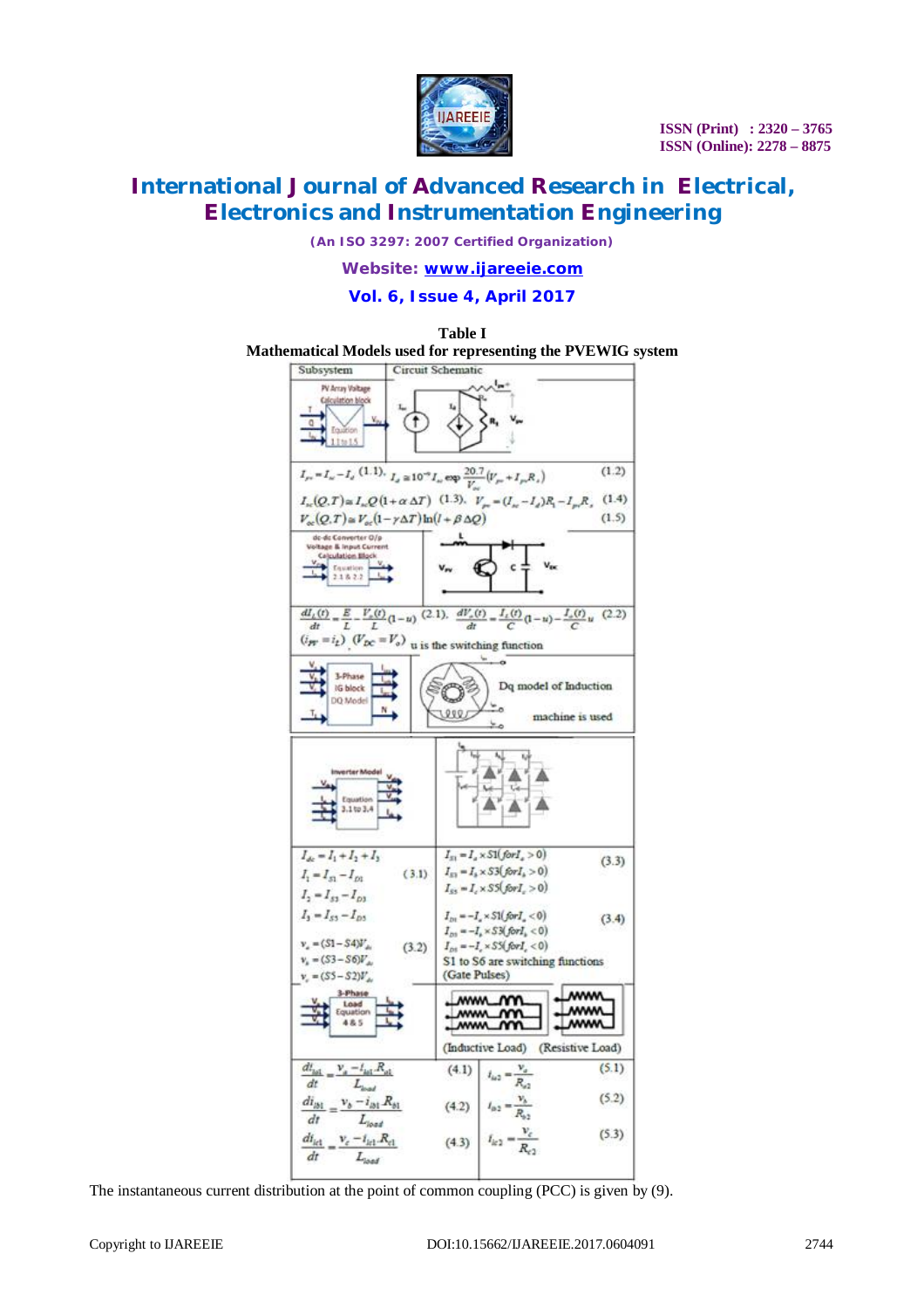**Table I**
**Mathematical Models used for representing the PVEWIG system**

| Subsystem | Circuit Schematic |
|---|---|
| PV Array Voltage Calculation block (Equation 1.1 to 1.5) | |
| $I_{pv} = I_{sc} - I_d$ (1.1), $I_d \cong 10^{-9} I_{sc} \exp \frac{20.7}{V_{oc}}(V_{pv} + I_{pv}R_s)$ (1.2) <br> $I_{sc}(Q,T) \cong I_{sc}Q(1+\alpha\Delta T)$ (1.3), $V_{pv} = (I_{sc} - I_d)R_l - I_{pv}R_s$ (1.4) <br> $V_{oc}(Q,T) \cong V_{oc}(1-\gamma\Delta T)\ln(l+\beta\Delta Q)$ (1.5) | |
| dc-dc Converter O/p Voltage & Input Current Calculation Block (Equation 2.1 & 2.2) | |
| $\frac{dI_L(t)}{dt} = \frac{E}{L} - \frac{V_o(t)}{L}(1-u)$ (2.1), $\frac{dV_o(t)}{dt} = \frac{I_L(t)}{C}(1-u) - \frac{I_o(t)}{C}u$ (2.2) <br> $(i_{PV} = i_L)$, $(V_{DC} = V_o)$ u is the switching function | |
| 3-Phase IG block DQ Model | Dq model of Induction machine is used |
| Inverter Model (Equation 3.1 to 3.4) | |
| $I_{dc} = I_1 + I_2 + I_3$ <br> $I_1 = I_{S1} - I_{D1}$ (3.1) <br> $I_2 = I_{S3} - I_{D3}$ <br> $I_3 = I_{S5} - I_{D5}$ <br> $v_a = (S1 - S4)V_{dc}$ (3.2) <br> $v_b = (S3 - S6)V_{dc}$ <br> $v_c = (S5 - S2)V_{dc}$ | $I_{S1} = I_a \times S1(for I_a > 0)$ (3.3) <br> $I_{S3} = I_b \times S3(for I_b > 0)$ <br> $I_{S5} = I_c \times S5(for I_c > 0)$ <br> $I_{D1} = -I_a \times S1(for I_a < 0)$ (3.4) <br> $I_{D3} = -I_b \times S3(for I_b < 0)$ <br> $I_{D5} = -I_c \times S5(for I_c < 0)$ <br> S1 to S6 are switching functions (Gate Pulses) |
| 3-Phase Load Equation 4 & 5 | (Inductive Load) (Resistive Load) |
| $\frac{di_{la1}}{dt} = \frac{v_a - i_{la1}R_{a1}}{L_{load}}$ (4.1) <br> $\frac{di_{lb1}}{dt} = \frac{v_b - i_{lb1}R_{b1}}{L_{load}}$ (4.2) <br> $\frac{di_{lc1}}{dt} = \frac{v_c - i_{lc1}R_{c1}}{L_{load}}$ (4.3) | $i_{la2} = \frac{v_a}{R_{a2}}$ (5.1) <br> $i_{lb2} = \frac{v_b}{R_{b2}}$ (5.2) <br> $i_{lc2} = \frac{v_c}{R_{c2}}$ (5.3) |

The instantaneous current distribution at the point of common coupling (PCC) is given by (9).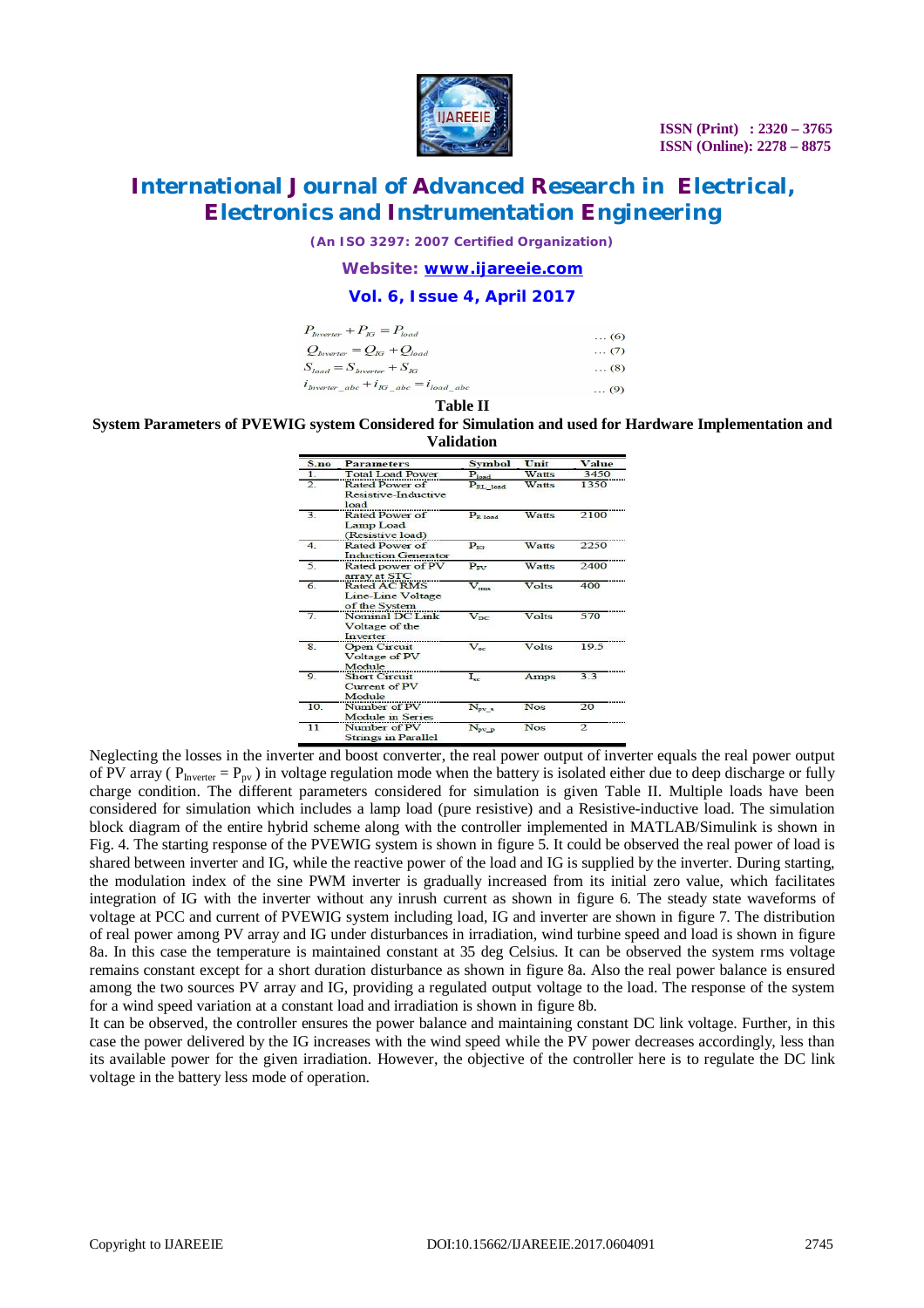$$P_{Inverter} + P_{IG} = P_{load} \quad \ldots (6)$$

$$Q_{Inverter} = Q_{IG} + Q_{load} \quad \ldots (7)$$

$$S_{load} = S_{Inverter} + S_{IG} \quad \ldots (8)$$

$$i_{Inverter\_abc} + i_{IG\_abc} = i_{load\_abc} \quad \ldots (9)$$

**Table II**

**System Parameters of PVEWIG system Considered for Simulation and used for Hardware Implementation and Validation**

| S.no | Parameters | Symbol | Unit | Value |
|---|---|---|---|---|
| 1. | Total Load Power | $P_{load}$ | Watts | 3450 |
| 2. | Rated Power of Resistive-Inductive load | $P_{RL\_load}$ | Watts | 1350 |
| 3. | Rated Power of Lamp Load (Resistive load) | $P_{R\ load}$ | Watts | 2100 |
| 4. | Rated Power of Induction Generator | $P_{IG}$ | Watts | 2250 |
| 5. | Rated power of PV array at STC | $P_{PV}$ | Watts | 2400 |
| 6. | Rated AC RMS Line-Line Voltage of the System | $V_{rms}$ | Volts | 400 |
| 7. | Nominal DC Link Voltage of the Inverter | $V_{DC}$ | Volts | 570 |
| 8. | Open Circuit Voltage of PV Module | $V_{oc}$ | Volts | 19.5 |
| 9. | Short Circuit Current of PV Module | $I_{sc}$ | Amps | 3.3 |
| 10. | Number of PV Module in Series | $N_{pv\_s}$ | Nos | 20 |
| 11 | Number of PV Strings in Parallel | $N_{pv\_p}$ | Nos | 2 |

Neglecting the losses in the inverter and boost converter, the real power output of inverter equals the real power output of PV array ( $P_{Inverter} = P_{pv}$ ) in voltage regulation mode when the battery is isolated either due to deep discharge or fully charge condition. The different parameters considered for simulation is given Table II. Multiple loads have been considered for simulation which includes a lamp load (pure resistive) and a Resistive-inductive load. The simulation block diagram of the entire hybrid scheme along with the controller implemented in MATLAB/Simulink is shown in Fig. 4. The starting response of the PVEWIG system is shown in figure 5. It could be observed the real power of load is shared between inverter and IG, while the reactive power of the load and IG is supplied by the inverter. During starting, the modulation index of the sine PWM inverter is gradually increased from its initial zero value, which facilitates integration of IG with the inverter without any inrush current as shown in figure 6. The steady state waveforms of voltage at PCC and current of PVEWIG system including load, IG and inverter are shown in figure 7. The distribution of real power among PV array and IG under disturbances in irradiation, wind turbine speed and load is shown in figure 8a. In this case the temperature is maintained constant at 35 deg Celsius. It can be observed the system rms voltage remains constant except for a short duration disturbance as shown in figure 8a. Also the real power balance is ensured among the two sources PV array and IG, providing a regulated output voltage to the load. The response of the system for a wind speed variation at a constant load and irradiation is shown in figure 8b.

It can be observed, the controller ensures the power balance and maintaining constant DC link voltage. Further, in this case the power delivered by the IG increases with the wind speed while the PV power decreases accordingly, less than its available power for the given irradiation. However, the objective of the controller here is to regulate the DC link voltage in the battery less mode of operation.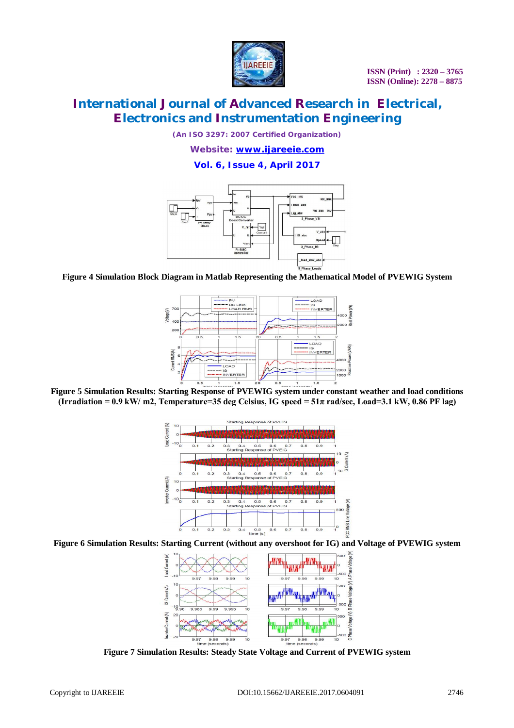Figure 4 Simulation Block Diagram in Matlab Representing the Mathematical Model of PVEWIG System

Figure 5 Simulation Results: Starting Response of PVEWIG system under constant weather and load conditions (Irradiation = 0.9 kW/ m2, Temperature=35 deg Celsius, IG speed = 51π rad/sec, Load=3.1 kW, 0.86 PF lag)

Figure 6 Simulation Results: Starting Current (without any overshoot for IG) and Voltage of PVEWIG system

Figure 7 Simulation Results: Steady State Voltage and Current of PVEWIG system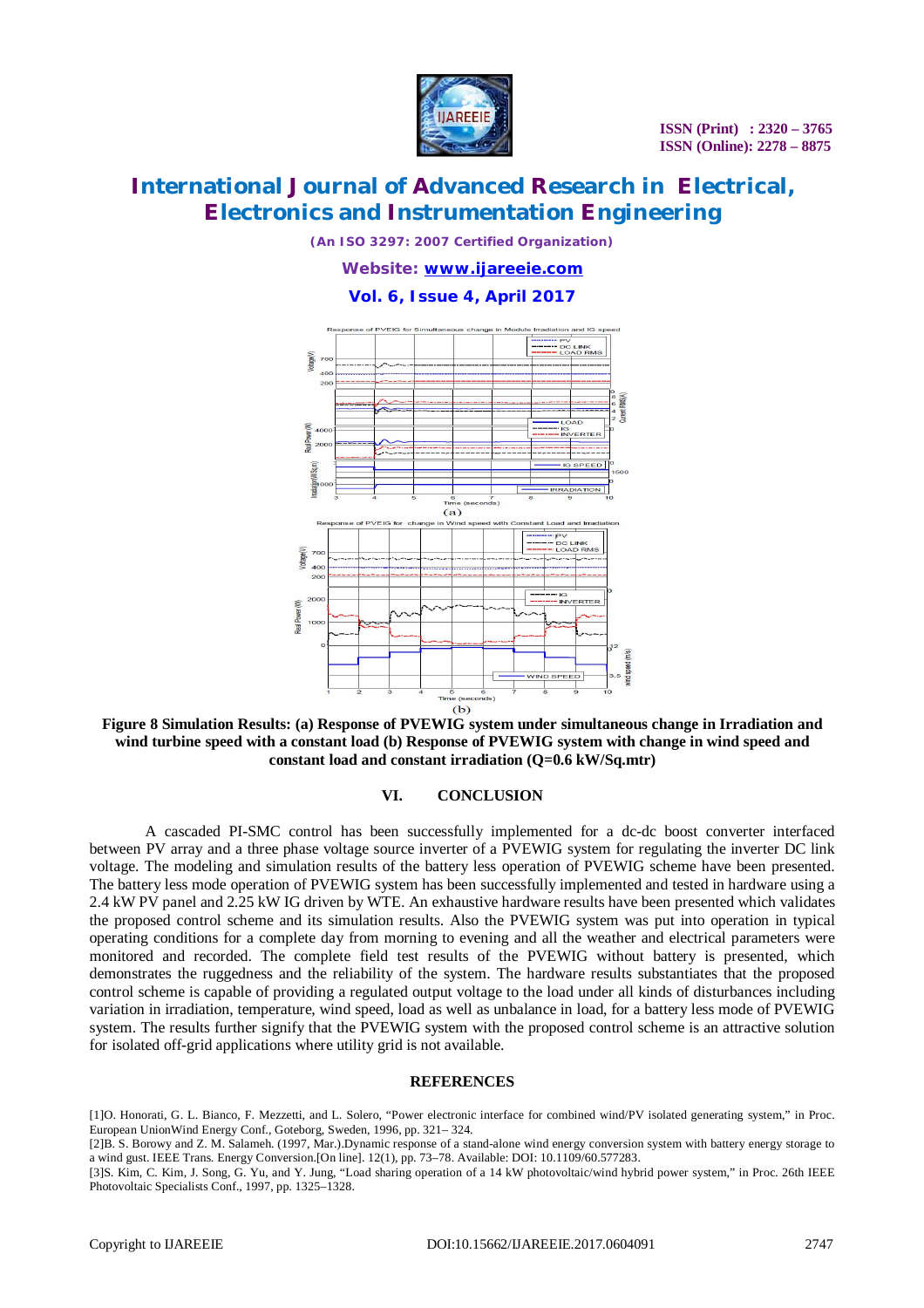Figure 8 Simulation Results: (a) Response of PVEWIG system under simultaneous change in Irradiation and wind turbine speed with a constant load (b) Response of PVEWIG system with change in wind speed and constant load and constant irradiation (Q=0.6 kW/Sq.mtr)

## VI. CONCLUSION

A cascaded PI-SMC control has been successfully implemented for a dc-dc boost converter interfaced between PV array and a three phase voltage source inverter of a PVEWIG system for regulating the inverter DC link voltage. The modeling and simulation results of the battery less operation of PVEWIG scheme have been presented. The battery less mode operation of PVEWIG system has been successfully implemented and tested in hardware using a 2.4 kW PV panel and 2.25 kW IG driven by WTE. An exhaustive hardware results have been presented which validates the proposed control scheme and its simulation results. Also the PVEWIG system was put into operation in typical operating conditions for a complete day from morning to evening and all the weather and electrical parameters were monitored and recorded. The complete field test results of the PVEWIG without battery is presented, which demonstrates the ruggedness and the reliability of the system. The hardware results substantiates that the proposed control scheme is capable of providing a regulated output voltage to the load under all kinds of disturbances including variation in irradiation, temperature, wind speed, load as well as unbalance in load, for a battery less mode of PVEWIG system. The results further signify that the PVEWIG system with the proposed control scheme is an attractive solution for isolated off-grid applications where utility grid is not available.

## REFERENCES

[1]O. Honorati, G. L. Bianco, F. Mezzetti, and L. Solero, "Power electronic interface for combined wind/PV isolated generating system," in Proc. European UnionWind Energy Conf., Goteborg, Sweden, 1996, pp. 321– 324.

[2]B. S. Borowy and Z. M. Salameh. (1997, Mar.).Dynamic response of a stand-alone wind energy conversion system with battery energy storage to a wind gust. IEEE Trans. Energy Conversion.[On line]. 12(1), pp. 73–78. Available: DOI: 10.1109/60.577283.

[3]S. Kim, C. Kim, J. Song, G. Yu, and Y. Jung, "Load sharing operation of a 14 kW photovoltaic/wind hybrid power system," in Proc. 26th IEEE Photovoltaic Specialists Conf., 1997, pp. 1325–1328.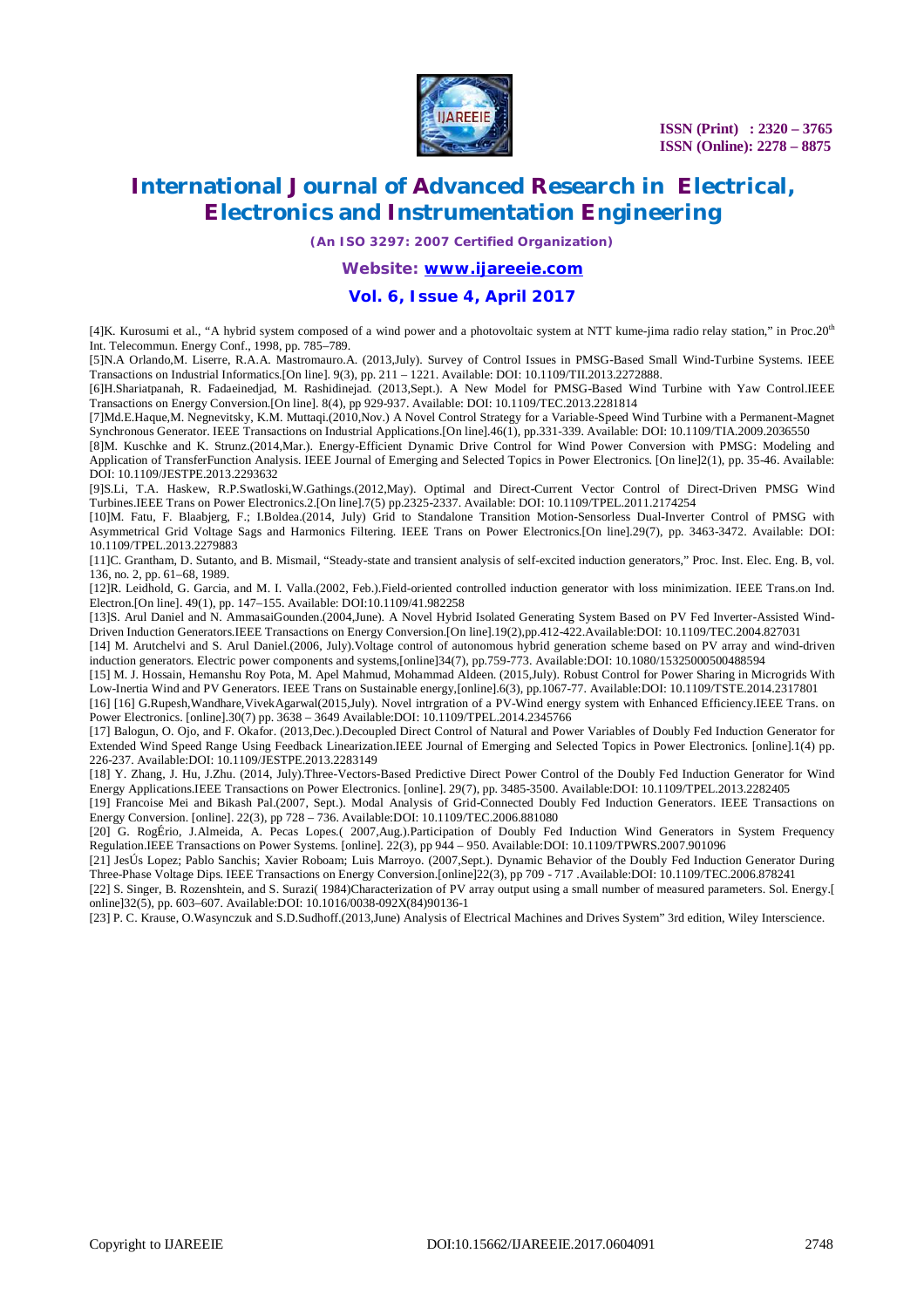[4]K. Kurosumi et al., "A hybrid system composed of a wind power and a photovoltaic system at NTT kume-jima radio relay station," in Proc.20th Int. Telecommun. Energy Conf., 1998, pp. 785–789.

[5]N.A Orlando,M. Liserre, R.A.A. Mastromauro.A. (2013,July). Survey of Control Issues in PMSG-Based Small Wind-Turbine Systems. IEEE Transactions on Industrial Informatics.[On line]. 9(3), pp. 211 – 1221. Available: DOI: 10.1109/TII.2013.2272888.

[6]H.Shariatpanah, R. Fadaeinedjad, M. Rashidinejad. (2013,Sept.). A New Model for PMSG-Based Wind Turbine with Yaw Control.IEEE Transactions on Energy Conversion.[On line]. 8(4), pp 929-937. Available: DOI: 10.1109/TEC.2013.2281814

[7]Md.E.Haque,M. Negnevitsky, K.M. Muttaqi.(2010,Nov.) A Novel Control Strategy for a Variable-Speed Wind Turbine with a Permanent-Magnet Synchronous Generator. IEEE Transactions on Industrial Applications.[On line].46(1), pp.331-339. Available: DOI: 10.1109/TIA.2009.2036550

[8]M. Kuschke and K. Strunz.(2014,Mar.). Energy-Efficient Dynamic Drive Control for Wind Power Conversion with PMSG: Modeling and Application of TransferFunction Analysis. IEEE Journal of Emerging and Selected Topics in Power Electronics. [On line]2(1), pp. 35-46. Available: DOI: 10.1109/JESTPE.2013.2293632

[9]S.Li, T.A. Haskew, R.P.Swatloski,W.Gathings.(2012,May). Optimal and Direct-Current Vector Control of Direct-Driven PMSG Wind Turbines.IEEE Trans on Power Electronics.2.[On line].7(5) pp.2325-2337. Available: DOI: 10.1109/TPEL.2011.2174254

[10]M. Fatu, F. Blaabjerg, F.; I.Boldea.(2014, July) Grid to Standalone Transition Motion-Sensorless Dual-Inverter Control of PMSG with Asymmetrical Grid Voltage Sags and Harmonics Filtering. IEEE Trans on Power Electronics.[On line].29(7), pp. 3463-3472. Available: DOI: 10.1109/TPEL.2013.2279883

[11]C. Grantham, D. Sutanto, and B. Mismail, "Steady-state and transient analysis of self-excited induction generators," Proc. Inst. Elec. Eng. B, vol. 136, no. 2, pp. 61–68, 1989.

[12]R. Leidhold, G. Garcia, and M. I. Valla.(2002, Feb.).Field-oriented controlled induction generator with loss minimization. IEEE Trans.on Ind. Electron.[On line]. 49(1), pp. 147–155. Available: DOI:10.1109/41.982258

[13]S. Arul Daniel and N. AmmasaiGounden.(2004,June). A Novel Hybrid Isolated Generating System Based on PV Fed Inverter-Assisted Wind-Driven Induction Generators.IEEE Transactions on Energy Conversion.[On line].19(2),pp.412-422.Available:DOI: 10.1109/TEC.2004.827031

[14] M. Arutchelvi and S. Arul Daniel.(2006, July).Voltage control of autonomous hybrid generation scheme based on PV array and wind-driven induction generators. Electric power components and systems,[online]34(7), pp.759-773. Available:DOI: 10.1080/15325000500488594

[15] M. J. Hossain, Hemanshu Roy Pota, M. Apel Mahmud, Mohammad Aldeen. (2015,July). Robust Control for Power Sharing in Microgrids With Low-Inertia Wind and PV Generators. IEEE Trans on Sustainable energy,[online].6(3), pp.1067-77. Available:DOI: 10.1109/TSTE.2014.2317801

[16] [16] G.Rupesh,Wandhare,VivekAgarwal(2015,July). Novel intrgration of a PV-Wind energy system with Enhanced Efficiency.IEEE Trans. on Power Electronics. [online].30(7) pp. 3638 – 3649 Available:DOI: 10.1109/TPEL.2014.2345766

[17] Balogun, O. Ojo, and F. Okafor. (2013,Dec.).Decoupled Direct Control of Natural and Power Variables of Doubly Fed Induction Generator for Extended Wind Speed Range Using Feedback Linearization.IEEE Journal of Emerging and Selected Topics in Power Electronics. [online].1(4) pp. 226-237. Available:DOI: 10.1109/JESTPE.2013.2283149

[18] Y. Zhang, J. Hu, J.Zhu. (2014, July).Three-Vectors-Based Predictive Direct Power Control of the Doubly Fed Induction Generator for Wind Energy Applications.IEEE Transactions on Power Electronics. [online]. 29(7), pp. 3485-3500. Available:DOI: 10.1109/TPEL.2013.2282405

[19] Francoise Mei and Bikash Pal.(2007, Sept.). Modal Analysis of Grid-Connected Doubly Fed Induction Generators. IEEE Transactions on Energy Conversion. [online]. 22(3), pp 728 – 736. Available:DOI: 10.1109/TEC.2006.881080

[20] G. RogÉrio, J.Almeida, A. Pecas Lopes.( 2007,Aug.).Participation of Doubly Fed Induction Wind Generators in System Frequency Regulation.IEEE Transactions on Power Systems. [online]. 22(3), pp 944 – 950. Available:DOI: 10.1109/TPWRS.2007.901096

[21] JesÚs Lopez; Pablo Sanchis; Xavier Roboam; Luis Marroyo. (2007,Sept.). Dynamic Behavior of the Doubly Fed Induction Generator During Three-Phase Voltage Dips. IEEE Transactions on Energy Conversion.[online]22(3), pp 709 - 717 .Available:DOI: 10.1109/TEC.2006.878241

[22] S. Singer, B. Rozenshtein, and S. Surazi( 1984)Characterization of PV array output using a small number of measured parameters. Sol. Energy.[ online]32(5), pp. 603–607. Available:DOI: 10.1016/0038-092X(84)90136-1

[23] P. C. Krause, O.Wasynczuk and S.D.Sudhoff.(2013,June) Analysis of Electrical Machines and Drives System" 3rd edition, Wiley Interscience.